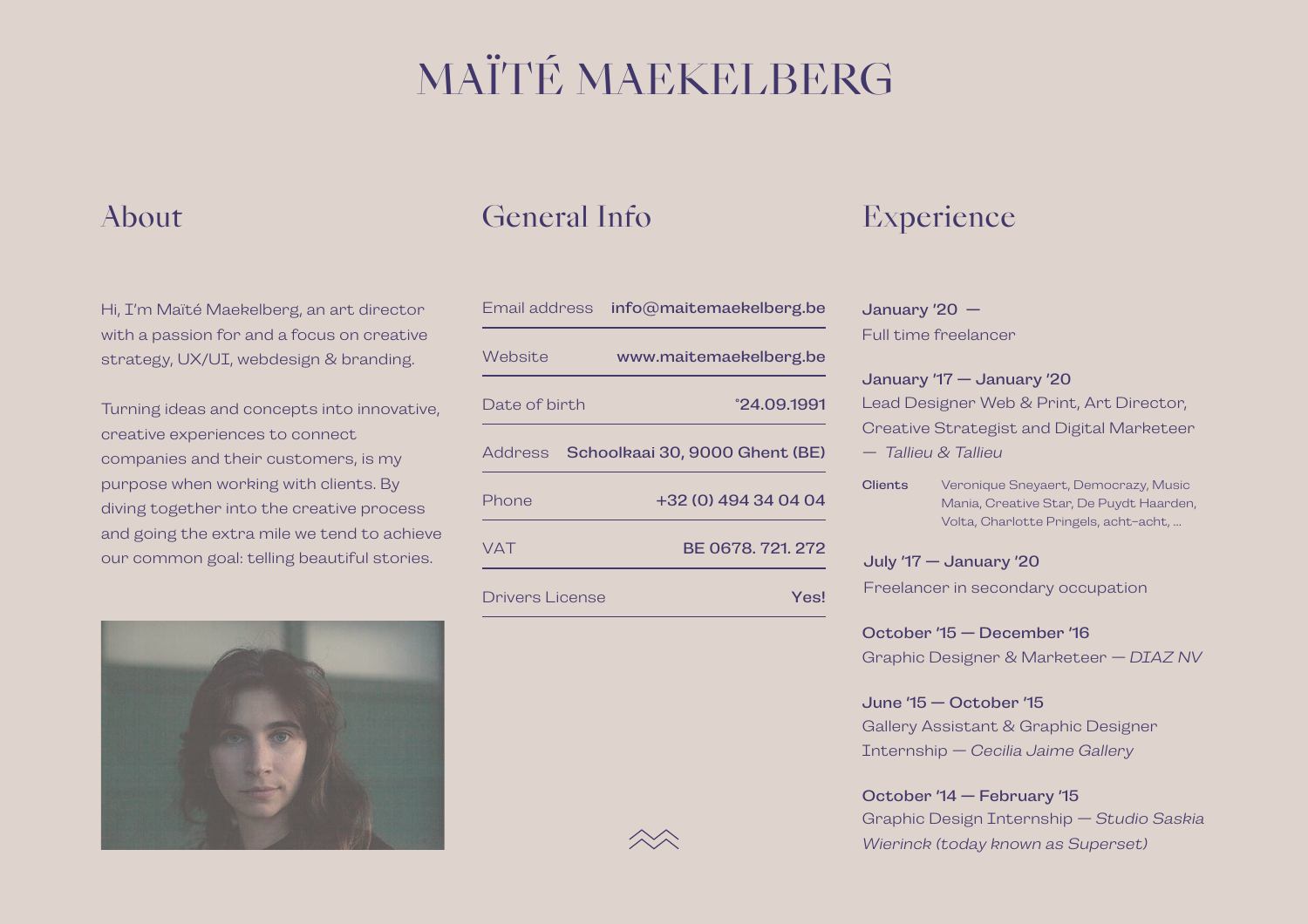# MAÏTÉ MAEKELBERG

## About

Hi, I'm Maïté Maekelberg, an art director with a passion for and a focus on creative strategy, UX/UI, webdesign & branding.

Turning ideas and concepts into innovative, creative experiences to connect companies and their customers, is my purpose when working with clients. By diving together into the creative process and going the extra mile we tend to achieve our common goal: telling beautiful stories.

## General Info

| | |
|---|---|
| Email address | **info@maitemaekelberg.be** |
| Website | **www.maitemaekelberg.be** |
| Date of birth | **°24.09.1991** |
| Address | **Schoolkaai 30, 9000 Ghent (BE)** |
| Phone | **+32 (0) 494 34 04 04** |
| VAT | **BE 0678. 721. 272** |
| Drivers License | **Yes!** |

## Experience

**January '20 —**
Full time freelancer

**January '17 — January '20**
Lead Designer Web & Print, Art Director, Creative Strategist and Digital Marketeer — *Tallieu & Tallieu*

**Clients** Veronique Sneyaert, Democrazy, Music Mania, Creative Star, De Puydt Haarden, Volta, Charlotte Pringels, acht-acht, ...

**July '17 — January '20**
Freelancer in secondary occupation

**October '15 — December '16**
Graphic Designer & Marketeer — *DIAZ NV*

**June '15 — October '15**
Gallery Assistant & Graphic Designer Internship — *Cecilia Jaime Gallery*

**October '14 — February '15**
Graphic Design Internship — *Studio Saskia Wierinck (today known as Superset)*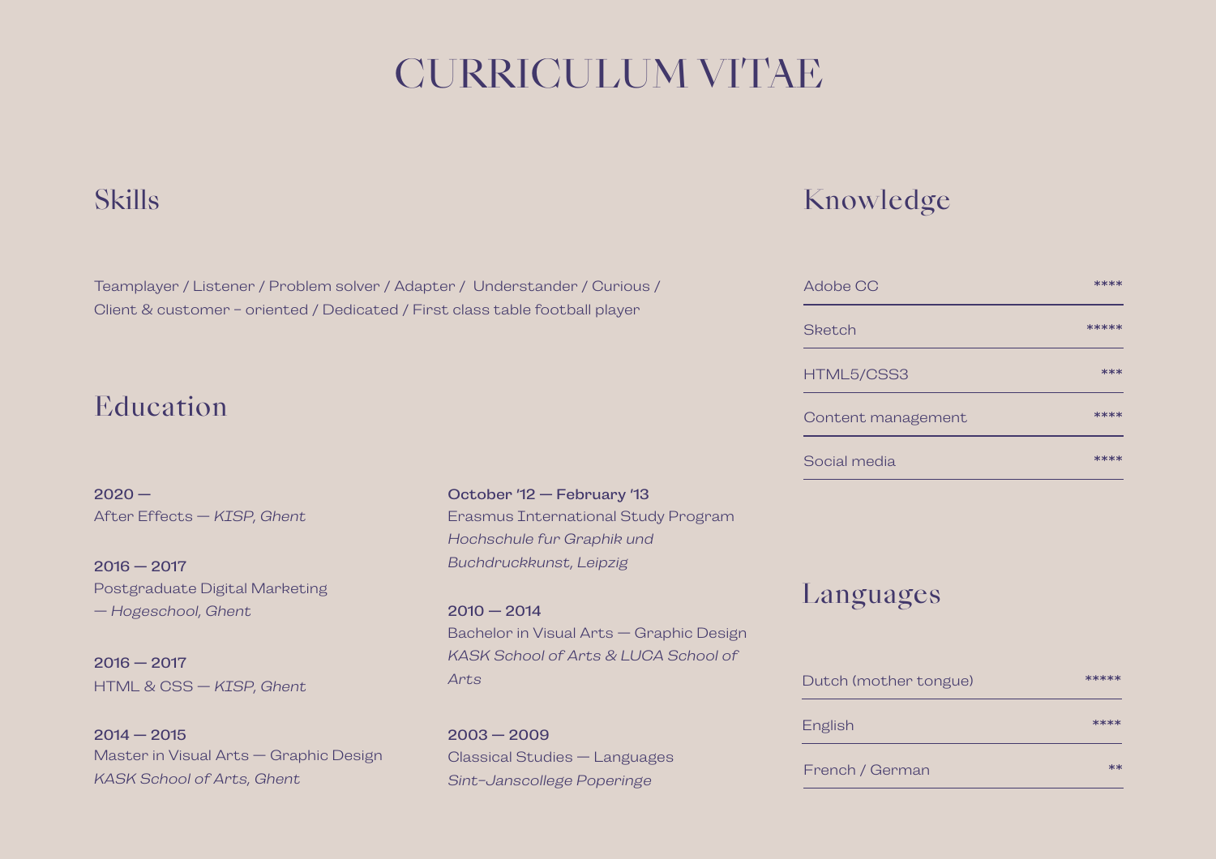# CURRICULUM VITAE

## Skills

Teamplayer / Listener / Problem solver / Adapter / Understander / Curious / Client & customer - oriented / Dedicated / First class table football player

## Education

**2020 —**
After Effects — *KISP, Ghent*

**2016 — 2017**
Postgraduate Digital Marketing
— *Hogeschool, Ghent*

**2016 — 2017**
HTML & CSS — *KISP, Ghent*

**2014 — 2015**
Master in Visual Arts — Graphic Design
*KASK School of Arts, Ghent*

**October '12 — February '13**
Erasmus International Study Program
*Hochschule fur Graphik und Buchdruckkunst, Leipzig*

**2010 — 2014**
Bachelor in Visual Arts — Graphic Design
*KASK School of Arts & LUCA School of Arts*

**2003 — 2009**
Classical Studies — Languages
*Sint-Janscollege Poperinge*

## Knowledge

| | |
|---|---|
| Adobe CC | **** |
| Sketch | ***** |
| HTML5/CSS3 | *** |
| Content management | **** |
| Social media | **** |

## Languages

| | |
|---|---|
| Dutch (mother tongue) | ***** |
| English | **** |
| French / German | ** |